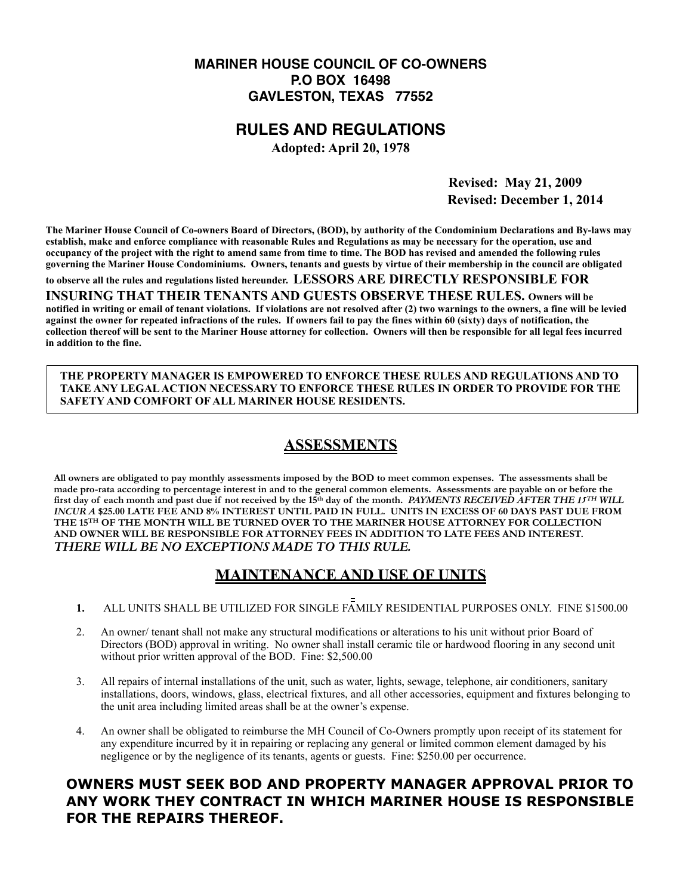**MARINER HOUSE COUNCIL OF CO-OWNERS**
**P.O BOX 16498**
**GAVLESTON, TEXAS 77552**

# RULES AND REGULATIONS

**Adopted: April 20, 1978**

**Revised: May 21, 2009**
**Revised: December 1, 2014**

**The Mariner House Council of Co-owners Board of Directors, (BOD), by authority of the Condominium Declarations and By-laws may establish, make and enforce compliance with reasonable Rules and Regulations as may be necessary for the operation, use and occupancy of the project with the right to amend same from time to time. The BOD has revised and amended the following rules governing the Mariner House Condominiums. Owners, tenants and guests by virtue of their membership in the council are obligated to observe all the rules and regulations listed hereunder. LESSORS ARE DIRECTLY RESPONSIBLE FOR INSURING THAT THEIR TENANTS AND GUESTS OBSERVE THESE RULES. Owners will be notified in writing or email of tenant violations. If violations are not resolved after (2) two warnings to the owners, a fine will be levied against the owner for repeated infractions of the rules. If owners fail to pay the fines within 60 (sixty) days of notification, the collection thereof will be sent to the Mariner House attorney for collection. Owners will then be responsible for all legal fees incurred in addition to the fine.**

**THE PROPERTY MANAGER IS EMPOWERED TO ENFORCE THESE RULES AND REGULATIONS AND TO TAKE ANY LEGAL ACTION NECESSARY TO ENFORCE THESE RULES IN ORDER TO PROVIDE FOR THE SAFETY AND COMFORT OF ALL MARINER HOUSE RESIDENTS.**

## ASSESSMENTS

**All owners are obligated to pay monthly assessments imposed by the BOD to meet common expenses. The assessments shall be made pro-rata according to percentage interest in and to the general common elements. Assessments are payable on or before the first day of each month and past due if not received by the 15th day of the month. *PAYMENTS RECEIVED AFTER THE 15TH WILL INCUR A* $25.00 LATE FEE AND 8% INTEREST UNTIL PAID IN FULL. UNITS IN EXCESS OF 60 DAYS PAST DUE FROM THE 15TH OF THE MONTH WILL BE TURNED OVER TO THE MARINER HOUSE ATTORNEY FOR COLLECTION AND OWNER WILL BE RESPONSIBLE FOR ATTORNEY FEES IN ADDITION TO LATE FEES AND INTEREST.**
***THERE WILL BE NO EXCEPTIONS MADE TO THIS RULE.***

## MAINTENANCE AND USE OF UNITS

1. ALL UNITS SHALL BE UTILIZED FOR SINGLE FAMILY RESIDENTIAL PURPOSES ONLY. FINE $1500.00

2. An owner/ tenant shall not make any structural modifications or alterations to his unit without prior Board of Directors (BOD) approval in writing. No owner shall install ceramic tile or hardwood flooring in any second unit without prior written approval of the BOD. Fine: $2,500.00

3. All repairs of internal installations of the unit, such as water, lights, sewage, telephone, air conditioners, sanitary installations, doors, windows, glass, electrical fixtures, and all other accessories, equipment and fixtures belonging to the unit area including limited areas shall be at the owner's expense.

4. An owner shall be obligated to reimburse the MH Council of Co-Owners promptly upon receipt of its statement for any expenditure incurred by it in repairing or replacing any general or limited common element damaged by his negligence or by the negligence of its tenants, agents or guests. Fine: $250.00 per occurrence.

**OWNERS MUST SEEK BOD AND PROPERTY MANAGER APPROVAL PRIOR TO ANY WORK THEY CONTRACT IN WHICH MARINER HOUSE IS RESPONSIBLE FOR THE REPAIRS THEREOF.**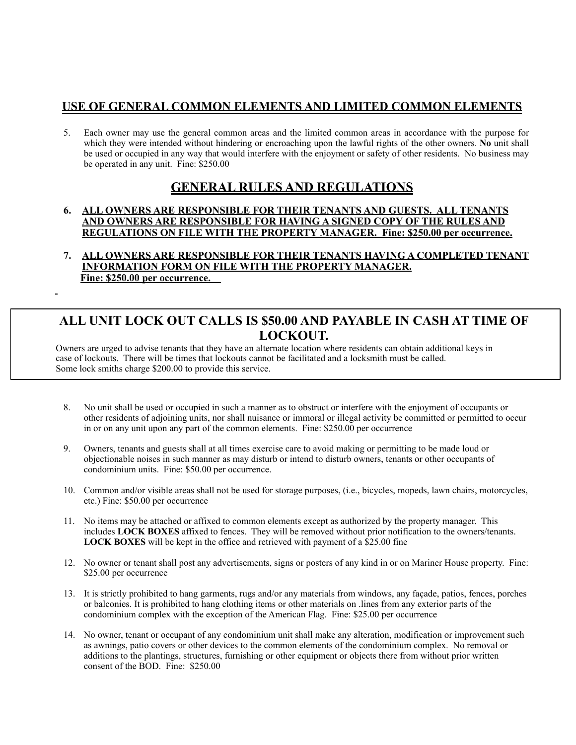## USE OF GENERAL COMMON ELEMENTS AND LIMITED COMMON ELEMENTS

5. Each owner may use the general common areas and the limited common areas in accordance with the purpose for which they were intended without hindering or encroaching upon the lawful rights of the other owners. **No** unit shall be used or occupied in any way that would interfere with the enjoyment or safety of other residents. No business may be operated in any unit. Fine: $250.00

## GENERAL RULES AND REGULATIONS

6. **ALL OWNERS ARE RESPONSIBLE FOR THEIR TENANTS AND GUESTS. ALL TENANTS AND OWNERS ARE RESPONSIBLE FOR HAVING A SIGNED COPY OF THE RULES AND REGULATIONS ON FILE WITH THE PROPERTY MANAGER. Fine: $250.00 per occurrence.**

7. **ALL OWNERS ARE RESPONSIBLE FOR THEIR TENANTS HAVING A COMPLETED TENANT INFORMATION FORM ON FILE WITH THE PROPERTY MANAGER. Fine: $250.00 per occurrence.**

### ALL UNIT LOCK OUT CALLS IS $50.00 AND PAYABLE IN CASH AT TIME OF LOCKOUT.

Owners are urged to advise tenants that they have an alternate location where residents can obtain additional keys in case of lockouts. There will be times that lockouts cannot be facilitated and a locksmith must be called. Some lock smiths charge $200.00 to provide this service.

8. No unit shall be used or occupied in such a manner as to obstruct or interfere with the enjoyment of occupants or other residents of adjoining units, nor shall nuisance or immoral or illegal activity be committed or permitted to occur in or on any unit upon any part of the common elements. Fine: $250.00 per occurrence

9. Owners, tenants and guests shall at all times exercise care to avoid making or permitting to be made loud or objectionable noises in such manner as may disturb or intend to disturb owners, tenants or other occupants of condominium units. Fine: $50.00 per occurrence.

10. Common and/or visible areas shall not be used for storage purposes, (i.e., bicycles, mopeds, lawn chairs, motorcycles, etc.) Fine: $50.00 per occurrence

11. No items may be attached or affixed to common elements except as authorized by the property manager. This includes **LOCK BOXES** affixed to fences. They will be removed without prior notification to the owners/tenants. **LOCK BOXES** will be kept in the office and retrieved with payment of a $25.00 fine

12. No owner or tenant shall post any advertisements, signs or posters of any kind in or on Mariner House property. Fine: $25.00 per occurrence

13. It is strictly prohibited to hang garments, rugs and/or any materials from windows, any façade, patios, fences, porches or balconies. It is prohibited to hang clothing items or other materials on .lines from any exterior parts of the condominium complex with the exception of the American Flag. Fine: $25.00 per occurrence

14. No owner, tenant or occupant of any condominium unit shall make any alteration, modification or improvement such as awnings, patio covers or other devices to the common elements of the condominium complex. No removal or additions to the plantings, structures, furnishing or other equipment or objects there from without prior written consent of the BOD. Fine: $250.00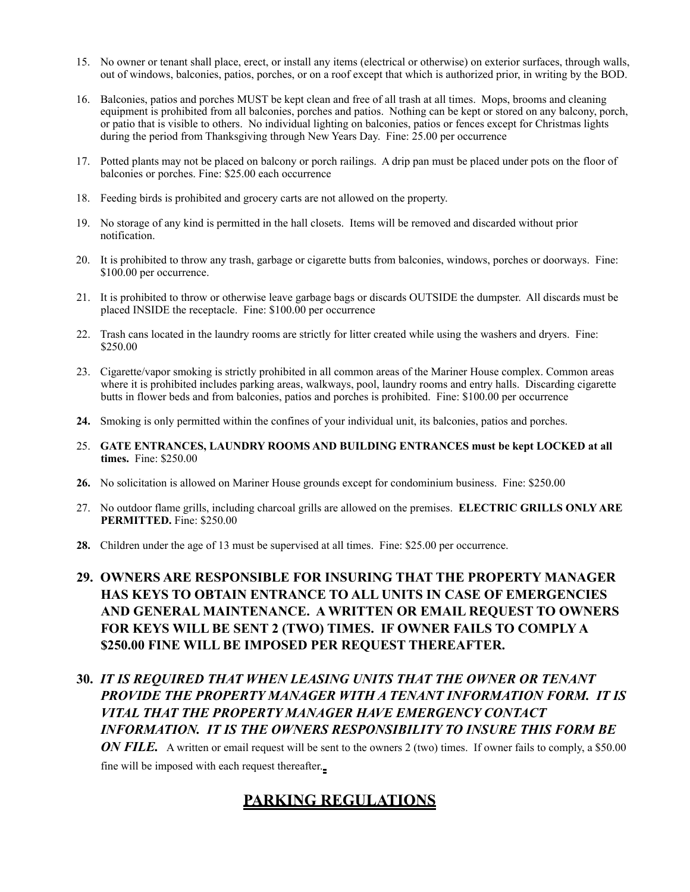15. No owner or tenant shall place, erect, or install any items (electrical or otherwise) on exterior surfaces, through walls, out of windows, balconies, patios, porches, or on a roof except that which is authorized prior, in writing by the BOD.

16. Balconies, patios and porches MUST be kept clean and free of all trash at all times. Mops, brooms and cleaning equipment is prohibited from all balconies, porches and patios. Nothing can be kept or stored on any balcony, porch, or patio that is visible to others. No individual lighting on balconies, patios or fences except for Christmas lights during the period from Thanksgiving through New Years Day. Fine: 25.00 per occurrence

17. Potted plants may not be placed on balcony or porch railings. A drip pan must be placed under pots on the floor of balconies or porches. Fine: $25.00 each occurrence

18. Feeding birds is prohibited and grocery carts are not allowed on the property.

19. No storage of any kind is permitted in the hall closets. Items will be removed and discarded without prior notification.

20. It is prohibited to throw any trash, garbage or cigarette butts from balconies, windows, porches or doorways. Fine: $100.00 per occurrence.

21. It is prohibited to throw or otherwise leave garbage bags or discards OUTSIDE the dumpster. All discards must be placed INSIDE the receptacle. Fine: $100.00 per occurrence

22. Trash cans located in the laundry rooms are strictly for litter created while using the washers and dryers. Fine: $250.00

23. Cigarette/vapor smoking is strictly prohibited in all common areas of the Mariner House complex. Common areas where it is prohibited includes parking areas, walkways, pool, laundry rooms and entry halls. Discarding cigarette butts in flower beds and from balconies, patios and porches is prohibited. Fine: $100.00 per occurrence

**24.** Smoking is only permitted within the confines of your individual unit, its balconies, patios and porches.

25. **GATE ENTRANCES, LAUNDRY ROOMS AND BUILDING ENTRANCES must be kept LOCKED at all times.** Fine: $250.00

**26.** No solicitation is allowed on Mariner House grounds except for condominium business. Fine: $250.00

27. No outdoor flame grills, including charcoal grills are allowed on the premises. **ELECTRIC GRILLS ONLY ARE PERMITTED.** Fine: $250.00

**28.** Children under the age of 13 must be supervised at all times. Fine: $25.00 per occurrence.

**29. OWNERS ARE RESPONSIBLE FOR INSURING THAT THE PROPERTY MANAGER HAS KEYS TO OBTAIN ENTRANCE TO ALL UNITS IN CASE OF EMERGENCIES AND GENERAL MAINTENANCE. A WRITTEN OR EMAIL REQUEST TO OWNERS FOR KEYS WILL BE SENT 2 (TWO) TIMES. IF OWNER FAILS TO COMPLY A $250.00 FINE WILL BE IMPOSED PER REQUEST THEREAFTER.**

**30.** ***IT IS REQUIRED THAT WHEN LEASING UNITS THAT THE OWNER OR TENANT PROVIDE THE PROPERTY MANAGER WITH A TENANT INFORMATION FORM. IT IS VITAL THAT THE PROPERTY MANAGER HAVE EMERGENCY CONTACT INFORMATION. IT IS THE OWNERS RESPONSIBILITY TO INSURE THIS FORM BE ON FILE.*** A written or email request will be sent to the owners 2 (two) times. If owner fails to comply, a $50.00 fine will be imposed with each request thereafter.

## PARKING REGULATIONS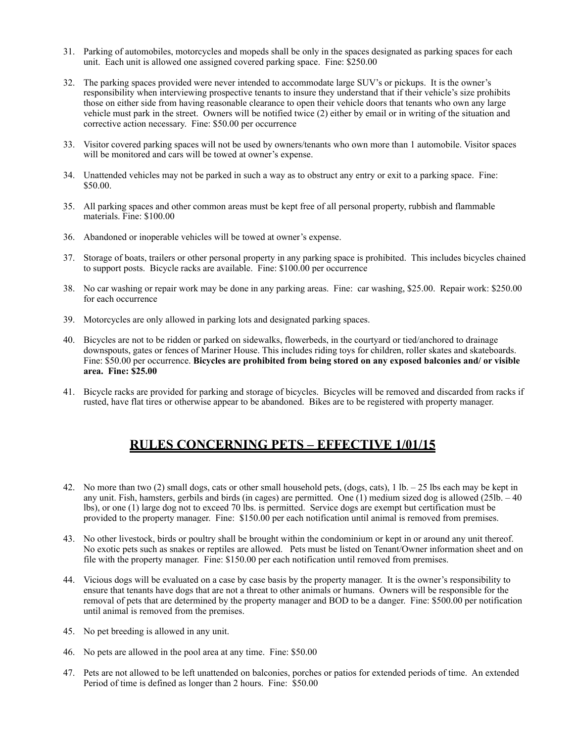31. Parking of automobiles, motorcycles and mopeds shall be only in the spaces designated as parking spaces for each unit. Each unit is allowed one assigned covered parking space. Fine: $250.00

32. The parking spaces provided were never intended to accommodate large SUV's or pickups. It is the owner's responsibility when interviewing prospective tenants to insure they understand that if their vehicle's size prohibits those on either side from having reasonable clearance to open their vehicle doors that tenants who own any large vehicle must park in the street. Owners will be notified twice (2) either by email or in writing of the situation and corrective action necessary. Fine: $50.00 per occurrence

33. Visitor covered parking spaces will not be used by owners/tenants who own more than 1 automobile. Visitor spaces will be monitored and cars will be towed at owner's expense.

34. Unattended vehicles may not be parked in such a way as to obstruct any entry or exit to a parking space. Fine: $50.00.

35. All parking spaces and other common areas must be kept free of all personal property, rubbish and flammable materials. Fine: $100.00

36. Abandoned or inoperable vehicles will be towed at owner's expense.

37. Storage of boats, trailers or other personal property in any parking space is prohibited. This includes bicycles chained to support posts. Bicycle racks are available. Fine: $100.00 per occurrence

38. No car washing or repair work may be done in any parking areas. Fine: car washing, $25.00. Repair work: $250.00 for each occurrence

39. Motorcycles are only allowed in parking lots and designated parking spaces.

40. Bicycles are not to be ridden or parked on sidewalks, flowerbeds, in the courtyard or tied/anchored to drainage downspouts, gates or fences of Mariner House. This includes riding toys for children, roller skates and skateboards. Fine: $50.00 per occurrence. **Bicycles are prohibited from being stored on any exposed balconies and/ or visible area. Fine: $25.00**

41. Bicycle racks are provided for parking and storage of bicycles. Bicycles will be removed and discarded from racks if rusted, have flat tires or otherwise appear to be abandoned. Bikes are to be registered with property manager.

## RULES CONCERNING PETS – EFFECTIVE 1/01/15

42. No more than two (2) small dogs, cats or other small household pets, (dogs, cats), 1 lb. – 25 lbs each may be kept in any unit. Fish, hamsters, gerbils and birds (in cages) are permitted. One (1) medium sized dog is allowed (25lb. – 40 lbs), or one (1) large dog not to exceed 70 lbs. is permitted. Service dogs are exempt but certification must be provided to the property manager. Fine: $150.00 per each notification until animal is removed from premises.

43. No other livestock, birds or poultry shall be brought within the condominium or kept in or around any unit thereof. No exotic pets such as snakes or reptiles are allowed. Pets must be listed on Tenant/Owner information sheet and on file with the property manager. Fine: $150.00 per each notification until removed from premises.

44. Vicious dogs will be evaluated on a case by case basis by the property manager. It is the owner's responsibility to ensure that tenants have dogs that are not a threat to other animals or humans. Owners will be responsible for the removal of pets that are determined by the property manager and BOD to be a danger. Fine: $500.00 per notification until animal is removed from the premises.

45. No pet breeding is allowed in any unit.

46. No pets are allowed in the pool area at any time. Fine: $50.00

47. Pets are not allowed to be left unattended on balconies, porches or patios for extended periods of time. An extended Period of time is defined as longer than 2 hours. Fine: $50.00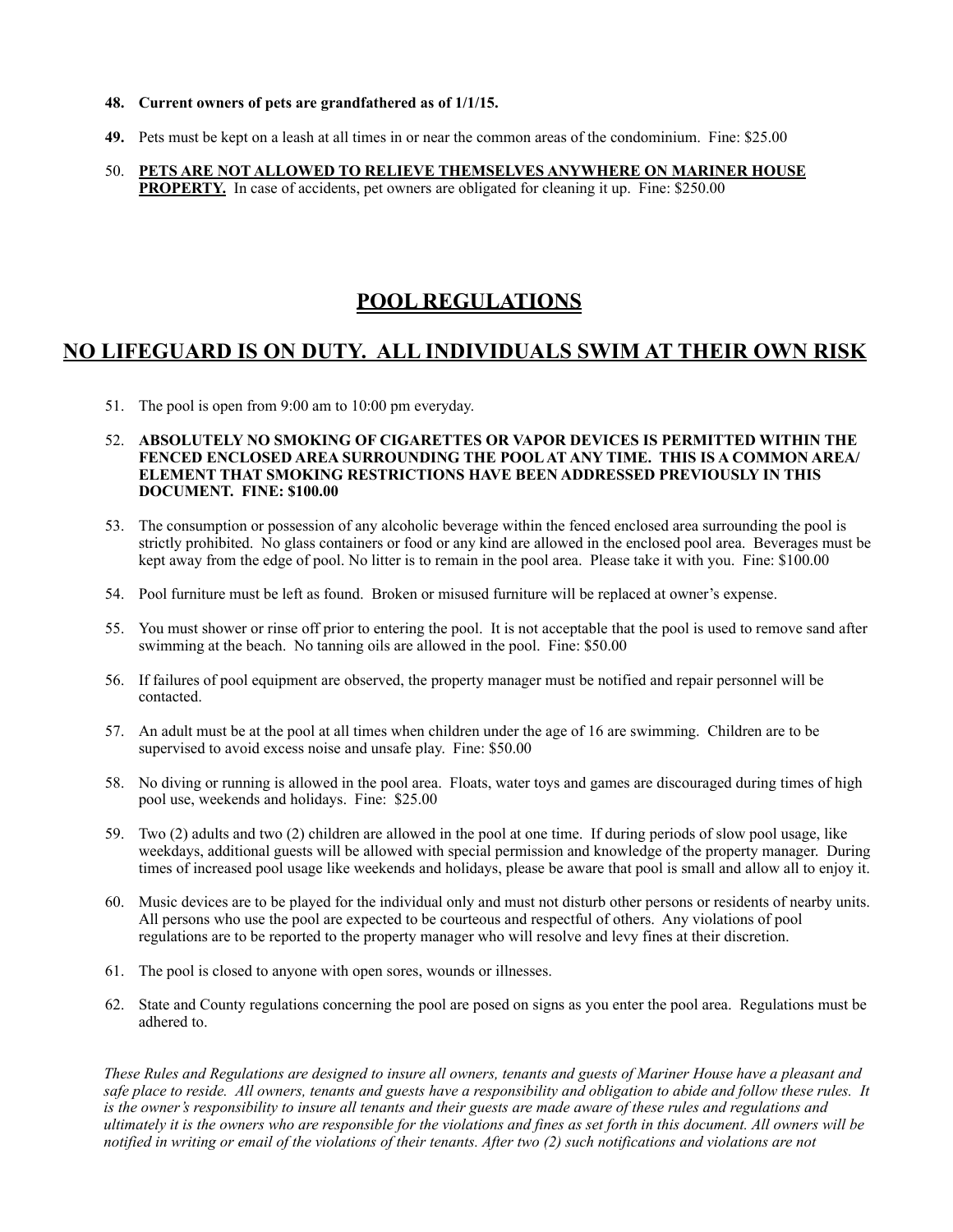48. **Current owners of pets are grandfathered as of 1/1/15.**

49. Pets must be kept on a leash at all times in or near the common areas of the condominium. Fine: $25.00

50. **<u>PETS ARE NOT ALLOWED TO RELIEVE THEMSELVES ANYWHERE ON MARINER HOUSE PROPERTY.</u>** In case of accidents, pet owners are obligated for cleaning it up. Fine: $250.00

# <u>POOL REGULATIONS</u>

## <u>NO LIFEGUARD IS ON DUTY. ALL INDIVIDUALS SWIM AT THEIR OWN RISK</u>

51. The pool is open from 9:00 am to 10:00 pm everyday.

52. **ABSOLUTELY NO SMOKING OF CIGARETTES OR VAPOR DEVICES IS PERMITTED WITHIN THE FENCED ENCLOSED AREA SURROUNDING THE POOL AT ANY TIME. THIS IS A COMMON AREA/ ELEMENT THAT SMOKING RESTRICTIONS HAVE BEEN ADDRESSED PREVIOUSLY IN THIS DOCUMENT. FINE: $100.00**

53. The consumption or possession of any alcoholic beverage within the fenced enclosed area surrounding the pool is strictly prohibited. No glass containers or food or any kind are allowed in the enclosed pool area. Beverages must be kept away from the edge of pool. No litter is to remain in the pool area. Please take it with you. Fine: $100.00

54. Pool furniture must be left as found. Broken or misused furniture will be replaced at owner's expense.

55. You must shower or rinse off prior to entering the pool. It is not acceptable that the pool is used to remove sand after swimming at the beach. No tanning oils are allowed in the pool. Fine: $50.00

56. If failures of pool equipment are observed, the property manager must be notified and repair personnel will be contacted.

57. An adult must be at the pool at all times when children under the age of 16 are swimming. Children are to be supervised to avoid excess noise and unsafe play. Fine: $50.00

58. No diving or running is allowed in the pool area. Floats, water toys and games are discouraged during times of high pool use, weekends and holidays. Fine: $25.00

59. Two (2) adults and two (2) children are allowed in the pool at one time. If during periods of slow pool usage, like weekdays, additional guests will be allowed with special permission and knowledge of the property manager. During times of increased pool usage like weekends and holidays, please be aware that pool is small and allow all to enjoy it.

60. Music devices are to be played for the individual only and must not disturb other persons or residents of nearby units. All persons who use the pool are expected to be courteous and respectful of others. Any violations of pool regulations are to be reported to the property manager who will resolve and levy fines at their discretion.

61. The pool is closed to anyone with open sores, wounds or illnesses.

62. State and County regulations concerning the pool are posed on signs as you enter the pool area. Regulations must be adhered to.

*These Rules and Regulations are designed to insure all owners, tenants and guests of Mariner House have a pleasant and safe place to reside. All owners, tenants and guests have a responsibility and obligation to abide and follow these rules. It is the owner's responsibility to insure all tenants and their guests are made aware of these rules and regulations and ultimately it is the owners who are responsible for the violations and fines as set forth in this document. All owners will be notified in writing or email of the violations of their tenants. After two (2) such notifications and violations are not*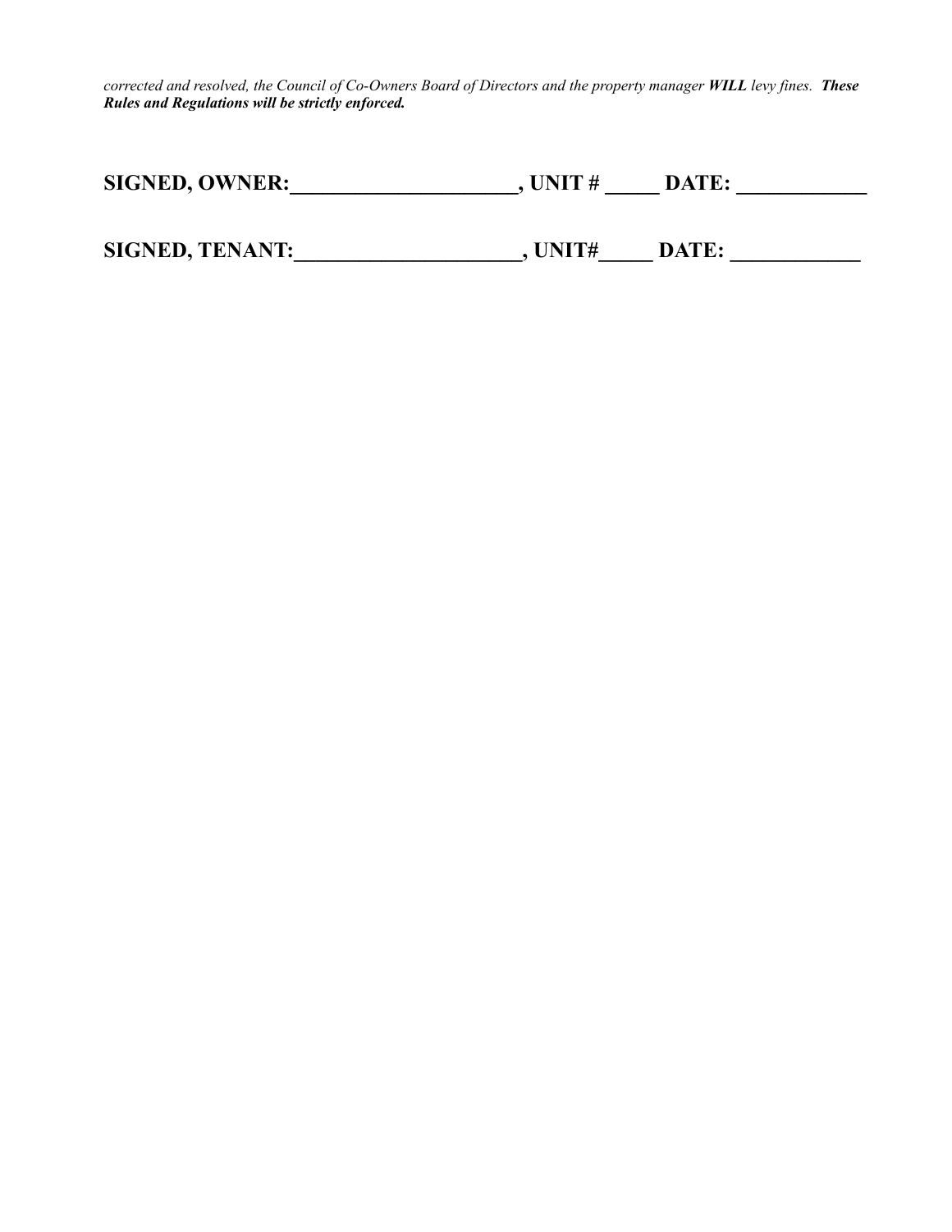*corrected and resolved, the Council of Co-Owners Board of Directors and the property manager **WILL** levy fines.* ***These Rules and Regulations will be strictly enforced.***

**SIGNED, OWNER:_____________________, UNIT # _____ DATE: ____________**

**SIGNED, TENANT:_____________________, UNIT#_____ DATE: ____________**